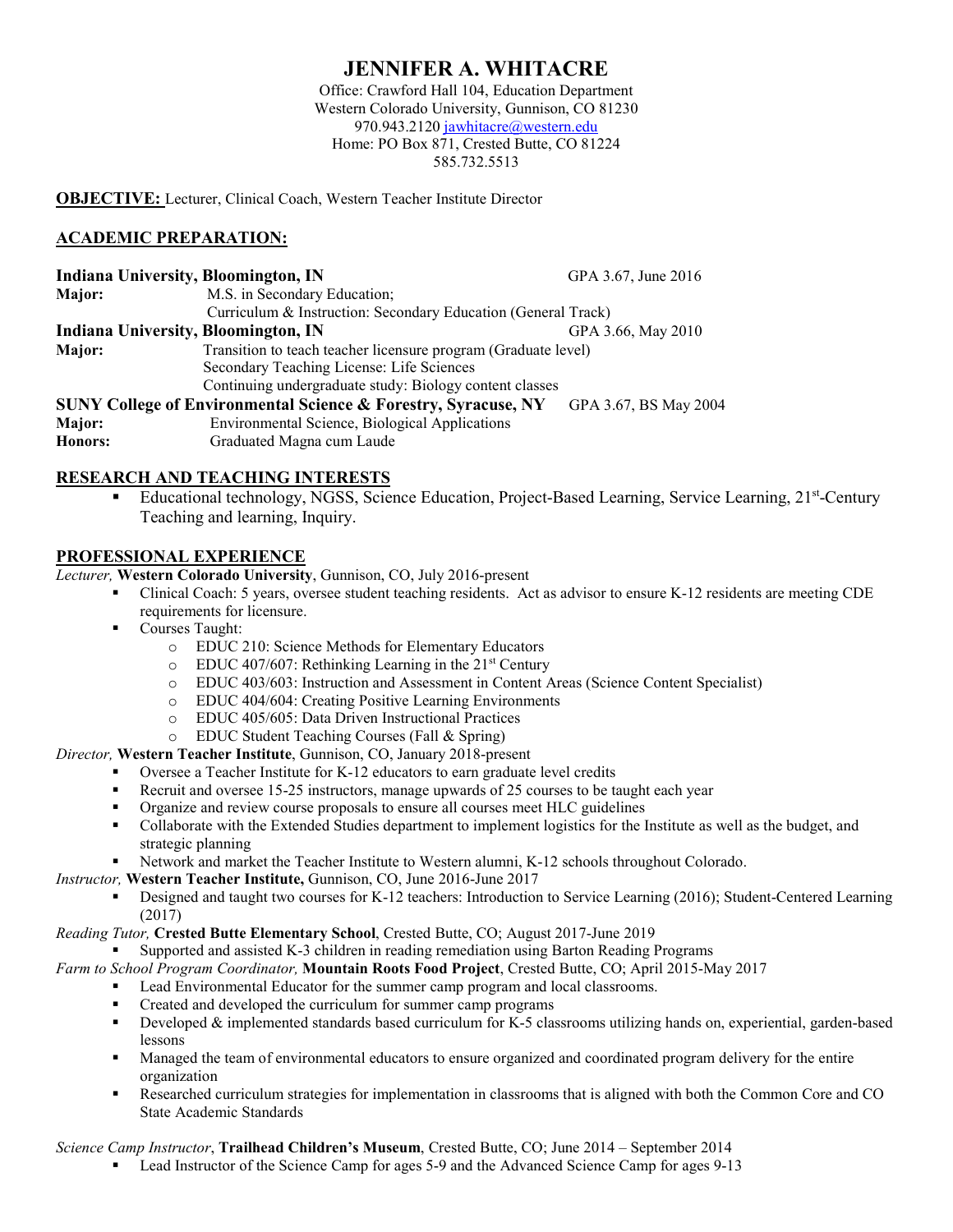# JENNIFER A. WHITACRE

Office: Crawford Hall 104, Education Department
Western Colorado University, Gunnison, CO 81230
970.943.2120 jawhitacre@western.edu
Home: PO Box 871, Crested Butte, CO 81224
585.732.5513

**OBJECTIVE:** Lecturer, Clinical Coach, Western Teacher Institute Director

## ACADEMIC PREPARATION:

**Indiana University, Bloomington, IN** — GPA 3.67, June 2016
**Major:** M.S. in Secondary Education;
Curriculum & Instruction: Secondary Education (General Track)

**Indiana University, Bloomington, IN** — GPA 3.66, May 2010
**Major:** Transition to teach teacher licensure program (Graduate level)
Secondary Teaching License: Life Sciences
Continuing undergraduate study: Biology content classes

**SUNY College of Environmental Science & Forestry, Syracuse, NY** — GPA 3.67, BS May 2004
**Major:** Environmental Science, Biological Applications
**Honors:** Graduated Magna cum Laude

## RESEARCH AND TEACHING INTERESTS

- Educational technology, NGSS, Science Education, Project-Based Learning, Service Learning, 21st-Century Teaching and learning, Inquiry.

## PROFESSIONAL EXPERIENCE

*Lecturer,* **Western Colorado University**, Gunnison, CO, July 2016-present

- Clinical Coach: 5 years, oversee student teaching residents. Act as advisor to ensure K-12 residents are meeting CDE requirements for licensure.
- Courses Taught:
  - EDUC 210: Science Methods for Elementary Educators
  - EDUC 407/607: Rethinking Learning in the 21st Century
  - EDUC 403/603: Instruction and Assessment in Content Areas (Science Content Specialist)
  - EDUC 404/604: Creating Positive Learning Environments
  - EDUC 405/605: Data Driven Instructional Practices
  - EDUC Student Teaching Courses (Fall & Spring)

*Director,* **Western Teacher Institute**, Gunnison, CO, January 2018-present

- Oversee a Teacher Institute for K-12 educators to earn graduate level credits
- Recruit and oversee 15-25 instructors, manage upwards of 25 courses to be taught each year
- Organize and review course proposals to ensure all courses meet HLC guidelines
- Collaborate with the Extended Studies department to implement logistics for the Institute as well as the budget, and strategic planning
- Network and market the Teacher Institute to Western alumni, K-12 schools throughout Colorado.

*Instructor,* **Western Teacher Institute,** Gunnison, CO, June 2016-June 2017

- Designed and taught two courses for K-12 teachers: Introduction to Service Learning (2016); Student-Centered Learning (2017)

*Reading Tutor,* **Crested Butte Elementary School**, Crested Butte, CO; August 2017-June 2019

- Supported and assisted K-3 children in reading remediation using Barton Reading Programs

*Farm to School Program Coordinator,* **Mountain Roots Food Project**, Crested Butte, CO; April 2015-May 2017

- Lead Environmental Educator for the summer camp program and local classrooms.
- Created and developed the curriculum for summer camp programs
- Developed & implemented standards based curriculum for K-5 classrooms utilizing hands on, experiential, garden-based lessons
- Managed the team of environmental educators to ensure organized and coordinated program delivery for the entire organization
- Researched curriculum strategies for implementation in classrooms that is aligned with both the Common Core and CO State Academic Standards

*Science Camp Instructor*, **Trailhead Children's Museum**, Crested Butte, CO; June 2014 – September 2014

- Lead Instructor of the Science Camp for ages 5-9 and the Advanced Science Camp for ages 9-13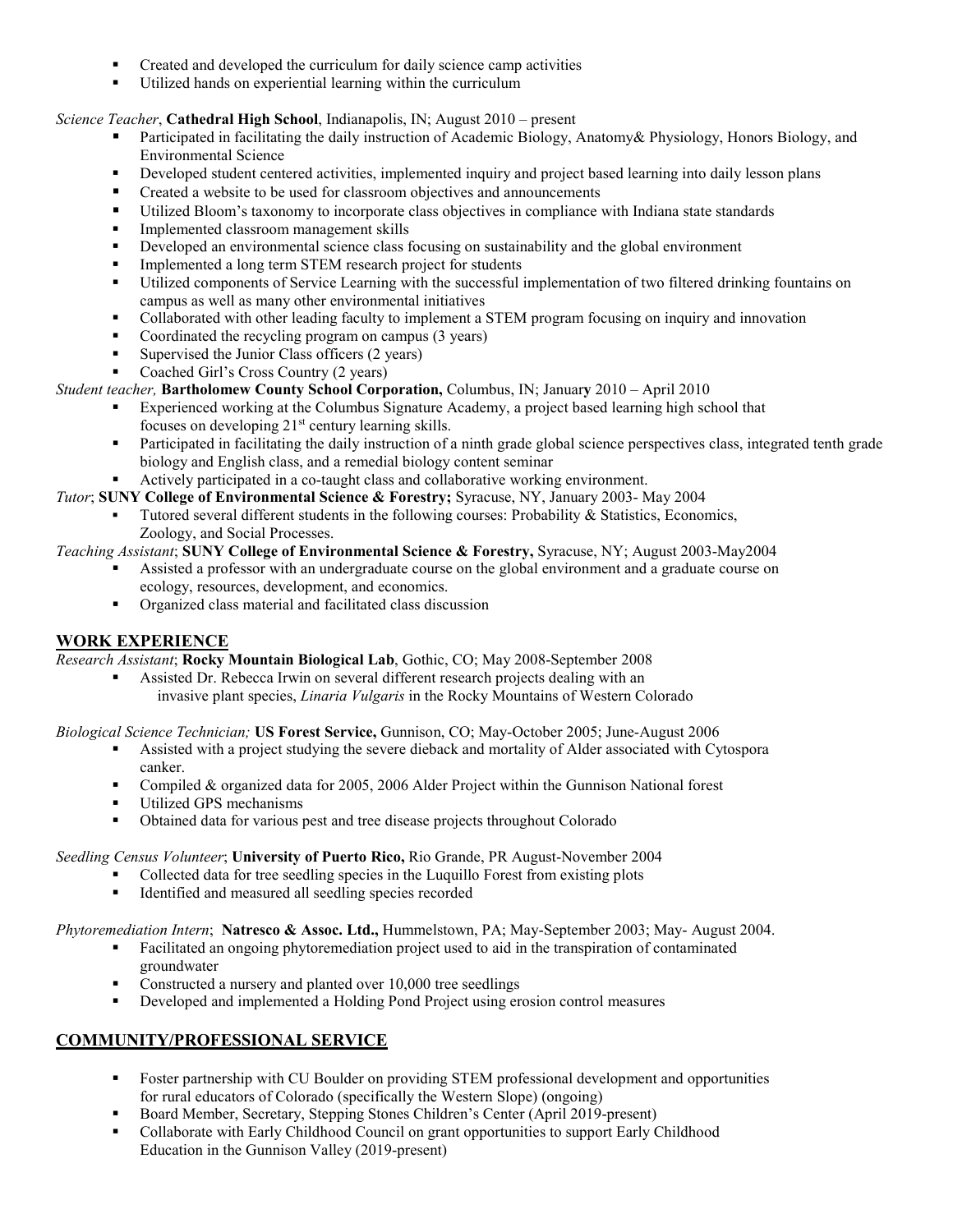- Created and developed the curriculum for daily science camp activities
- Utilized hands on experiential learning within the curriculum

*Science Teacher*, **Cathedral High School**, Indianapolis, IN; August 2010 – present

- Participated in facilitating the daily instruction of Academic Biology, Anatomy& Physiology, Honors Biology, and Environmental Science
- Developed student centered activities, implemented inquiry and project based learning into daily lesson plans
- Created a website to be used for classroom objectives and announcements
- Utilized Bloom's taxonomy to incorporate class objectives in compliance with Indiana state standards
- Implemented classroom management skills
- Developed an environmental science class focusing on sustainability and the global environment
- Implemented a long term STEM research project for students
- Utilized components of Service Learning with the successful implementation of two filtered drinking fountains on campus as well as many other environmental initiatives
- Collaborated with other leading faculty to implement a STEM program focusing on inquiry and innovation
- Coordinated the recycling program on campus (3 years)
- Supervised the Junior Class officers (2 years)
- Coached Girl's Cross Country (2 years)

*Student teacher,* **Bartholomew County School Corporation,** Columbus, IN; January 2010 – April 2010

- Experienced working at the Columbus Signature Academy, a project based learning high school that focuses on developing 21st century learning skills.
- Participated in facilitating the daily instruction of a ninth grade global science perspectives class, integrated tenth grade biology and English class, and a remedial biology content seminar
- Actively participated in a co-taught class and collaborative working environment.

*Tutor*; **SUNY College of Environmental Science & Forestry;** Syracuse, NY, January 2003- May 2004

- Tutored several different students in the following courses: Probability & Statistics, Economics, Zoology, and Social Processes.

*Teaching Assistant*; **SUNY College of Environmental Science & Forestry,** Syracuse, NY; August 2003-May2004

- Assisted a professor with an undergraduate course on the global environment and a graduate course on ecology, resources, development, and economics.
- Organized class material and facilitated class discussion

## WORK EXPERIENCE

*Research Assistant*; **Rocky Mountain Biological Lab**, Gothic, CO; May 2008-September 2008

- Assisted Dr. Rebecca Irwin on several different research projects dealing with an invasive plant species, *Linaria Vulgaris* in the Rocky Mountains of Western Colorado

*Biological Science Technician;* **US Forest Service,** Gunnison, CO; May-October 2005; June-August 2006

- Assisted with a project studying the severe dieback and mortality of Alder associated with Cytospora canker.
- Compiled & organized data for 2005, 2006 Alder Project within the Gunnison National forest
- Utilized GPS mechanisms
- Obtained data for various pest and tree disease projects throughout Colorado

*Seedling Census Volunteer*; **University of Puerto Rico,** Rio Grande, PR August-November 2004

- Collected data for tree seedling species in the Luquillo Forest from existing plots
- Identified and measured all seedling species recorded

*Phytoremediation Intern*; **Natresco & Assoc. Ltd.,** Hummelstown, PA; May-September 2003; May- August 2004.

- Facilitated an ongoing phytoremediation project used to aid in the transpiration of contaminated groundwater
- Constructed a nursery and planted over 10,000 tree seedlings
- Developed and implemented a Holding Pond Project using erosion control measures

## COMMUNITY/PROFESSIONAL SERVICE

- Foster partnership with CU Boulder on providing STEM professional development and opportunities for rural educators of Colorado (specifically the Western Slope) (ongoing)
- Board Member, Secretary, Stepping Stones Children's Center (April 2019-present)
- Collaborate with Early Childhood Council on grant opportunities to support Early Childhood Education in the Gunnison Valley (2019-present)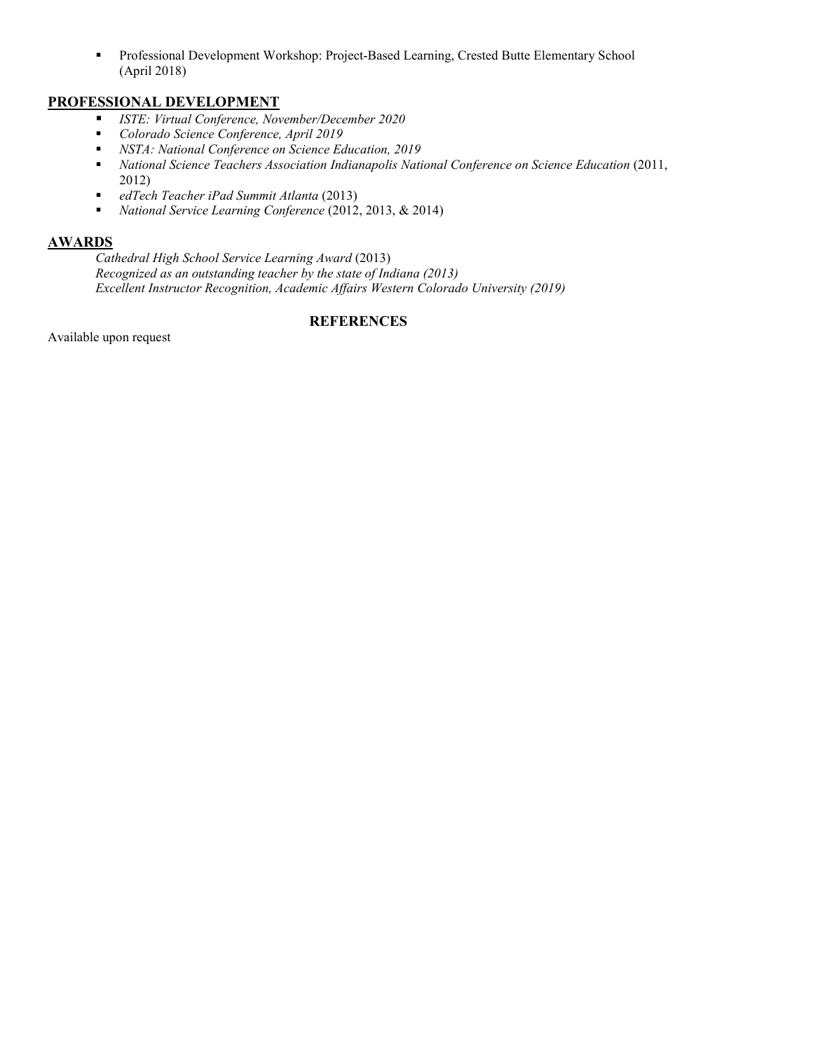- Professional Development Workshop: Project-Based Learning, Crested Butte Elementary School (April 2018)

## PROFESSIONAL DEVELOPMENT

- *ISTE: Virtual Conference, November/December 2020*
- *Colorado Science Conference, April 2019*
- *NSTA: National Conference on Science Education, 2019*
- *National Science Teachers Association Indianapolis National Conference on Science Education* (2011, 2012)
- *edTech Teacher iPad Summit Atlanta* (2013)
- *National Service Learning Conference* (2012, 2013, & 2014)

## AWARDS

*Cathedral High School Service Learning Award* (2013)
*Recognized as an outstanding teacher by the state of Indiana (2013)*
*Excellent Instructor Recognition, Academic Affairs Western Colorado University (2019)*

## REFERENCES

Available upon request